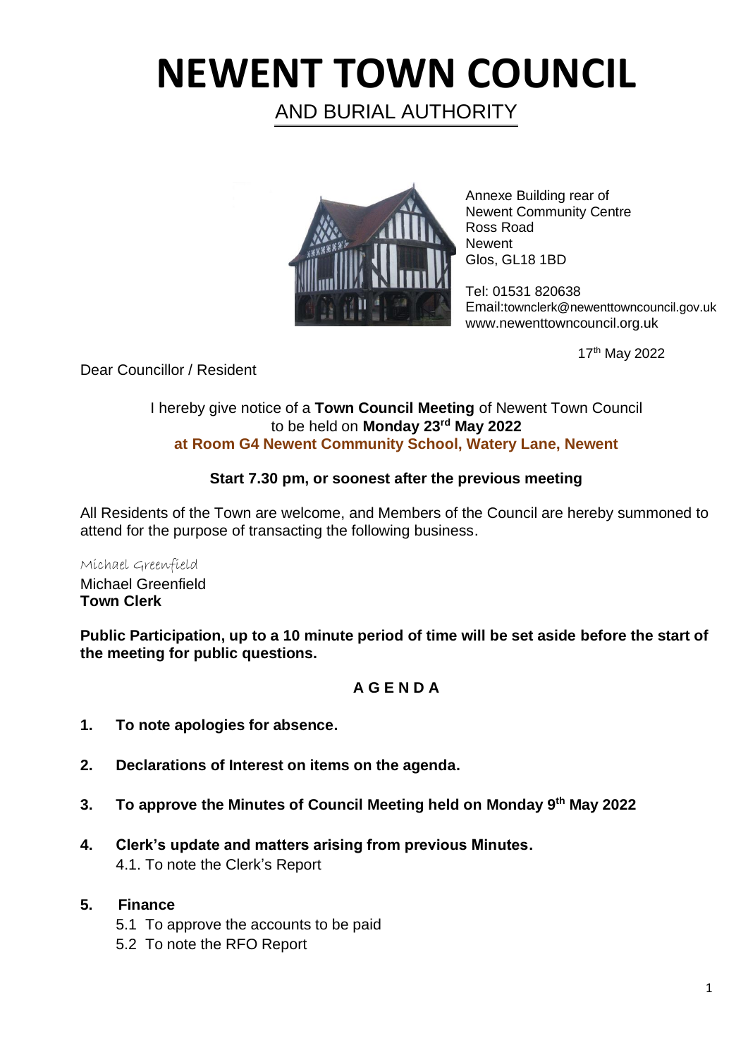# NEWENT TOWN COUNCIL

AND BURIAL AUTHORITY

Annexe Building rear of
Newent Community Centre
Ross Road
Newent
Glos, GL18 1BD

Tel: 01531 820638
Email:townclerk@newenttowncouncil.gov.uk
www.newenttowncouncil.org.uk

17th May 2022

Dear Councillor / Resident

I hereby give notice of a **Town Council Meeting** of Newent Town Council to be held on **Monday 23rd May 2022**
**at Room G4 Newent Community School, Watery Lane, Newent**

**Start 7.30 pm, or soonest after the previous meeting**

All Residents of the Town are welcome, and Members of the Council are hereby summoned to attend for the purpose of transacting the following business.

*Michael Greenfield*
Michael Greenfield
**Town Clerk**

**Public Participation, up to a 10 minute period of time will be set aside before the start of the meeting for public questions.**

## A G E N D A

**1. To note apologies for absence.**

**2. Declarations of Interest on items on the agenda.**

**3. To approve the Minutes of Council Meeting held on Monday 9th May 2022**

**4. Clerk's update and matters arising from previous Minutes.**
   4.1. To note the Clerk's Report

**5. Finance**
   5.1 To approve the accounts to be paid
   5.2 To note the RFO Report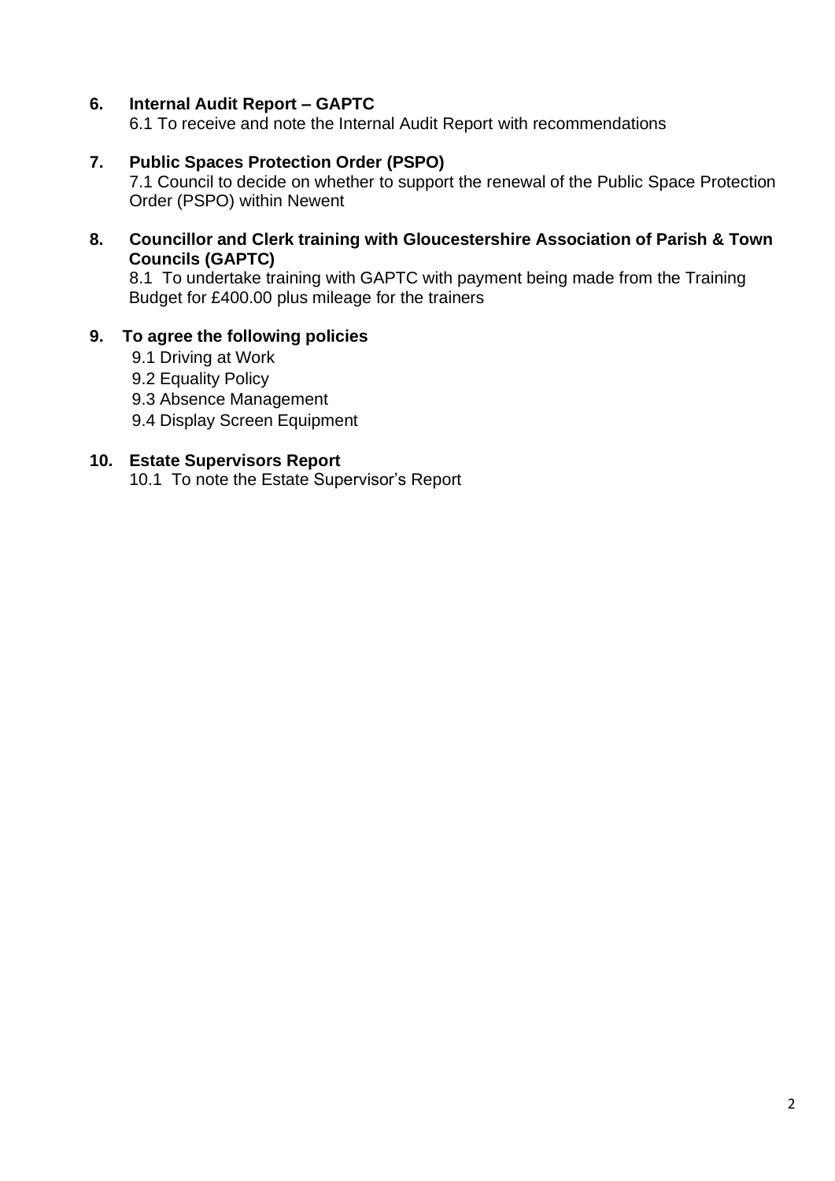**6. Internal Audit Report – GAPTC**

6.1 To receive and note the Internal Audit Report with recommendations

**7. Public Spaces Protection Order (PSPO)**

7.1 Council to decide on whether to support the renewal of the Public Space Protection Order (PSPO) within Newent

**8. Councillor and Clerk training with Gloucestershire Association of Parish & Town Councils (GAPTC)**

8.1 To undertake training with GAPTC with payment being made from the Training Budget for £400.00 plus mileage for the trainers

**9. To agree the following policies**

9.1 Driving at Work

9.2 Equality Policy

9.3 Absence Management

9.4 Display Screen Equipment

**10. Estate Supervisors Report**

10.1 To note the Estate Supervisor's Report